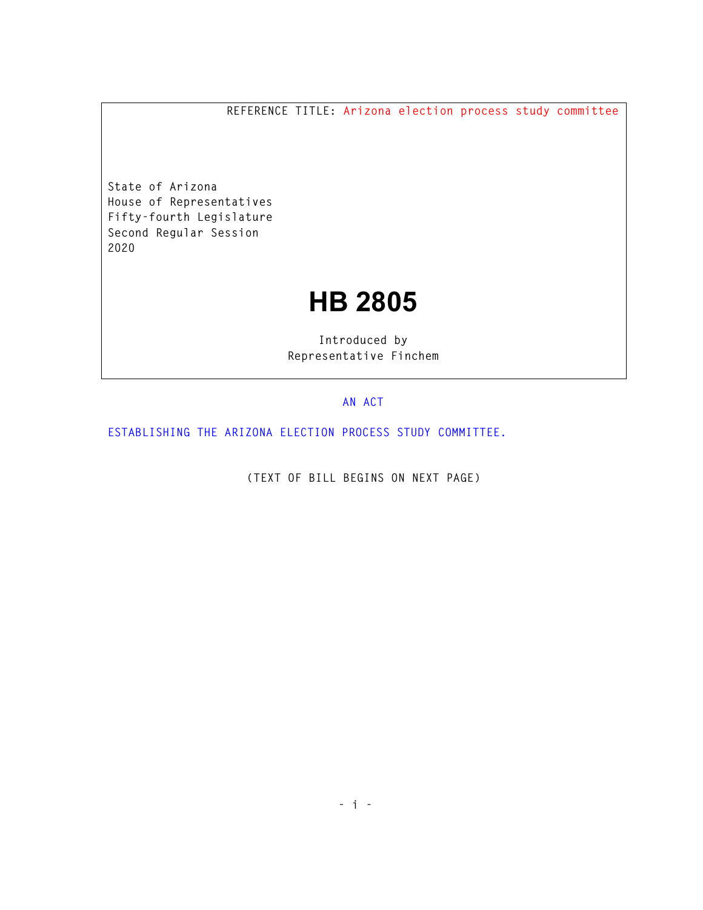REFERENCE TITLE: Arizona election process study committee

State of Arizona
House of Representatives
Fifty-fourth Legislature
Second Regular Session
2020

# HB 2805

Introduced by
Representative Finchem

AN ACT

ESTABLISHING THE ARIZONA ELECTION PROCESS STUDY COMMITTEE.

(TEXT OF BILL BEGINS ON NEXT PAGE)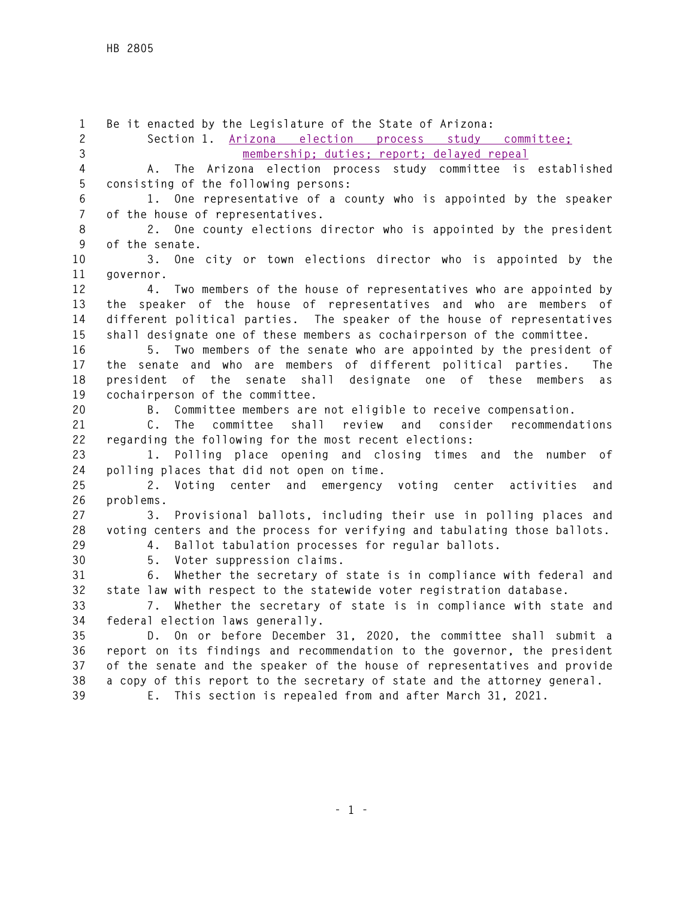Be it enacted by the Legislature of the State of Arizona:

Section 1. <u>Arizona election process study committee; membership; duties; report; delayed repeal</u>

A. The Arizona election process study committee is established consisting of the following persons:

1. One representative of a county who is appointed by the speaker of the house of representatives.

2. One county elections director who is appointed by the president of the senate.

3. One city or town elections director who is appointed by the governor.

4. Two members of the house of representatives who are appointed by the speaker of the house of representatives and who are members of different political parties. The speaker of the house of representatives shall designate one of these members as cochairperson of the committee.

5. Two members of the senate who are appointed by the president of the senate and who are members of different political parties. The president of the senate shall designate one of these members as cochairperson of the committee.

B. Committee members are not eligible to receive compensation.

C. The committee shall review and consider recommendations regarding the following for the most recent elections:

1. Polling place opening and closing times and the number of polling places that did not open on time.

2. Voting center and emergency voting center activities and problems.

3. Provisional ballots, including their use in polling places and voting centers and the process for verifying and tabulating those ballots.

4. Ballot tabulation processes for regular ballots.

5. Voter suppression claims.

6. Whether the secretary of state is in compliance with federal and state law with respect to the statewide voter registration database.

7. Whether the secretary of state is in compliance with state and federal election laws generally.

D. On or before December 31, 2020, the committee shall submit a report on its findings and recommendation to the governor, the president of the senate and the speaker of the house of representatives and provide a copy of this report to the secretary of state and the attorney general.

E. This section is repealed from and after March 31, 2021.